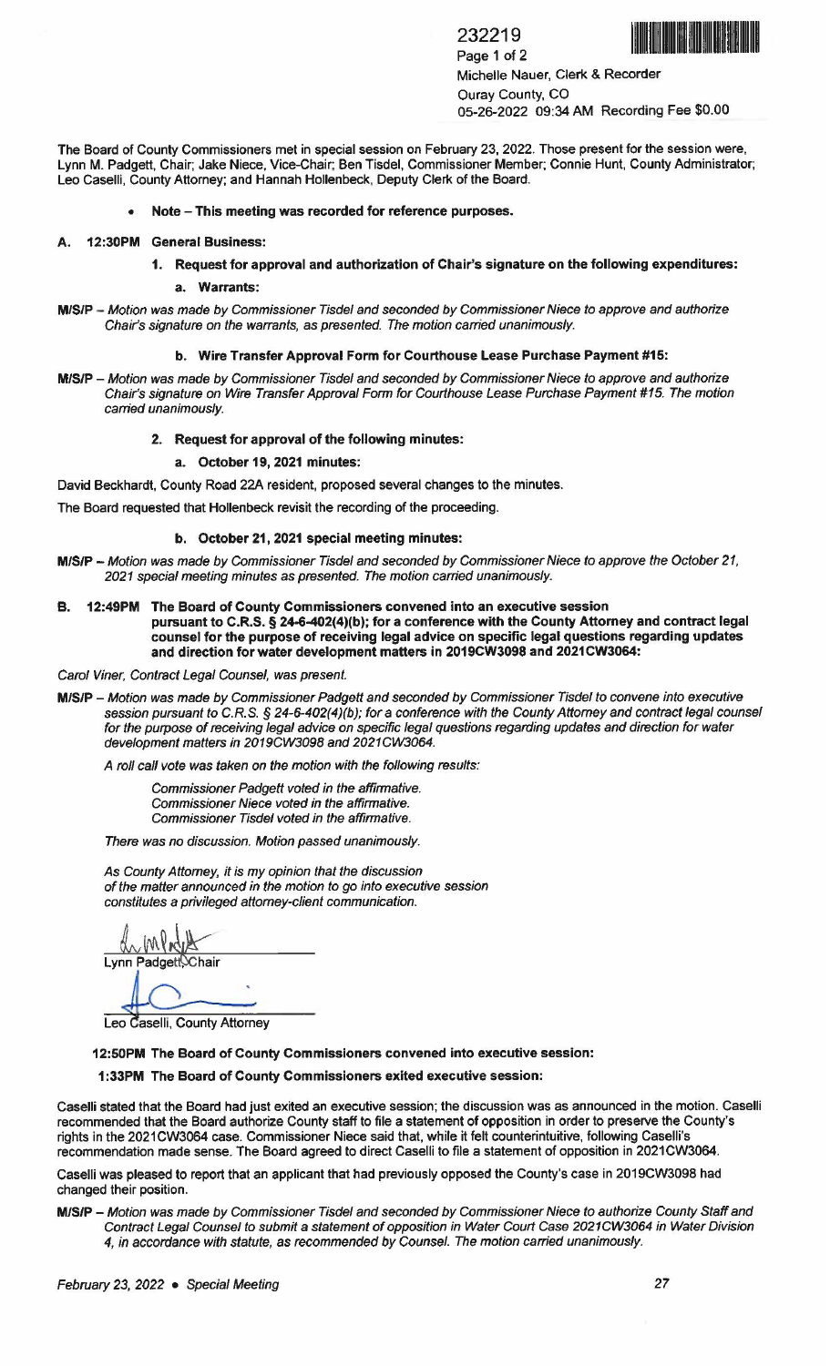232219
Page 1 of 2
Michelle Nauer, Clerk & Recorder
Ouray County, CO
05-26-2022 09:34 AM Recording Fee $0.00

The Board of County Commissioners met in special session on February 23, 2022. Those present for the session were, Lynn M. Padgett, Chair; Jake Niece, Vice-Chair; Ben Tisdel, Commissioner Member; Connie Hunt, County Administrator; Leo Caselli, County Attorney; and Hannah Hollenbeck, Deputy Clerk of the Board.

- **Note – This meeting was recorded for reference purposes.**

**A. 12:30PM General Business:**

**1. Request for approval and authorization of Chair's signature on the following expenditures:**

**a. Warrants:**

**M/S/P** – *Motion was made by Commissioner Tisdel and seconded by Commissioner Niece to approve and authorize Chair's signature on the warrants, as presented. The motion carried unanimously.*

**b. Wire Transfer Approval Form for Courthouse Lease Purchase Payment #15:**

**M/S/P** – *Motion was made by Commissioner Tisdel and seconded by Commissioner Niece to approve and authorize Chair's signature on Wire Transfer Approval Form for Courthouse Lease Purchase Payment #15. The motion carried unanimously.*

**2. Request for approval of the following minutes:**

**a. October 19, 2021 minutes:**

David Beckhardt, County Road 22A resident, proposed several changes to the minutes.

The Board requested that Hollenbeck revisit the recording of the proceeding.

**b. October 21, 2021 special meeting minutes:**

**M/S/P** – *Motion was made by Commissioner Tisdel and seconded by Commissioner Niece to approve the October 21, 2021 special meeting minutes as presented. The motion carried unanimously.*

**B. 12:49PM The Board of County Commissioners convened into an executive session pursuant to C.R.S. § 24-6-402(4)(b); for a conference with the County Attorney and contract legal counsel for the purpose of receiving legal advice on specific legal questions regarding updates and direction for water development matters in 2019CW3098 and 2021CW3064:**

*Carol Viner, Contract Legal Counsel, was present.*

**M/S/P** – *Motion was made by Commissioner Padgett and seconded by Commissioner Tisdel to convene into executive session pursuant to C.R.S. § 24-6-402(4)(b); for a conference with the County Attorney and contract legal counsel for the purpose of receiving legal advice on specific legal questions regarding updates and direction for water development matters in 2019CW3098 and 2021CW3064.*

*A roll call vote was taken on the motion with the following results:*

*Commissioner Padgett voted in the affirmative.*
*Commissioner Niece voted in the affirmative.*
*Commissioner Tisdel voted in the affirmative.*

*There was no discussion. Motion passed unanimously.*

*As County Attorney, it is my opinion that the discussion of the matter announced in the motion to go into executive session constitutes a privileged attorney-client communication.*

Lynn Padgett, Chair

Leo Caselli, County Attorney

**12:50PM The Board of County Commissioners convened into executive session:**

**1:33PM The Board of County Commissioners exited executive session:**

Caselli stated that the Board had just exited an executive session; the discussion was as announced in the motion. Caselli recommended that the Board authorize County staff to file a statement of opposition in order to preserve the County's rights in the 2021CW3064 case. Commissioner Niece said that, while it felt counterintuitive, following Caselli's recommendation made sense. The Board agreed to direct Caselli to file a statement of opposition in 2021CW3064.

Caselli was pleased to report that an applicant that had previously opposed the County's case in 2019CW3098 had changed their position.

**M/S/P** – *Motion was made by Commissioner Tisdel and seconded by Commissioner Niece to authorize County Staff and Contract Legal Counsel to submit a statement of opposition in Water Court Case 2021CW3064 in Water Division 4, in accordance with statute, as recommended by Counsel. The motion carried unanimously.*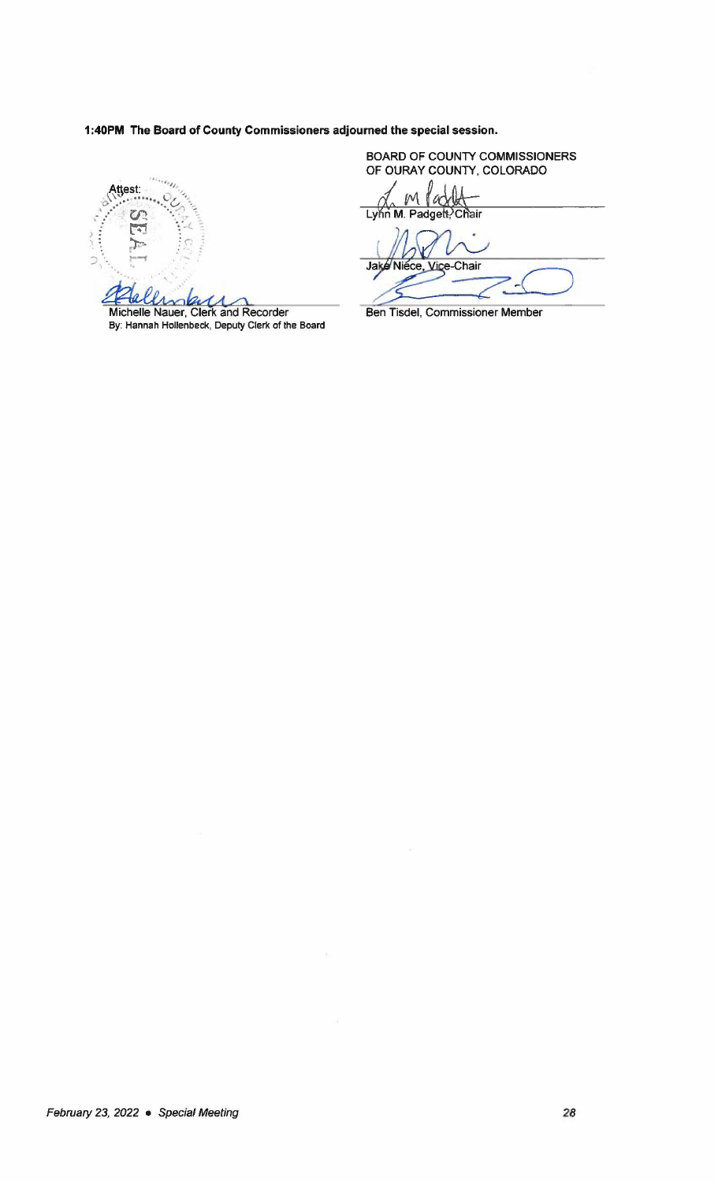**1:40PM The Board of County Commissioners adjourned the special session.**

BOARD OF COUNTY COMMISSIONERS
OF OURAY COUNTY, COLORADO

Lynn M. Padgett, Chair

Jake Niece, Vice-Chair

Ben Tisdel, Commissioner Member

Attest:

SEAL

Michelle Nauer, Clerk and Recorder
By: Hannah Hollenbeck, Deputy Clerk of the Board

*February 23, 2022 • Special Meeting*